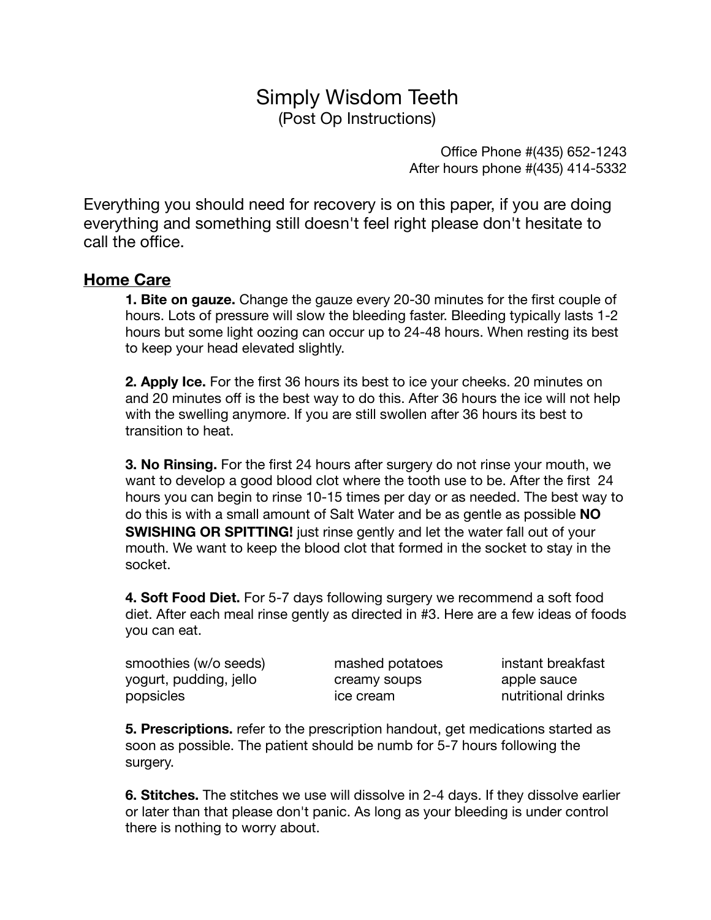# Simply Wisdom Teeth

(Post Op Instructions)

Office Phone #(435) 652-1243
After hours phone #(435) 414-5332

Everything you should need for recovery is on this paper, if you are doing everything and something still doesn't feel right please don't hesitate to call the office.

## Home Care

**1. Bite on gauze.** Change the gauze every 20-30 minutes for the first couple of hours. Lots of pressure will slow the bleeding faster. Bleeding typically lasts 1-2 hours but some light oozing can occur up to 24-48 hours. When resting its best to keep your head elevated slightly.

**2. Apply Ice.** For the first 36 hours its best to ice your cheeks. 20 minutes on and 20 minutes off is the best way to do this. After 36 hours the ice will not help with the swelling anymore. If you are still swollen after 36 hours its best to transition to heat.

**3. No Rinsing.** For the first 24 hours after surgery do not rinse your mouth, we want to develop a good blood clot where the tooth use to be. After the first 24 hours you can begin to rinse 10-15 times per day or as needed. The best way to do this is with a small amount of Salt Water and be as gentle as possible **NO SWISHING OR SPITTING!** just rinse gently and let the water fall out of your mouth. We want to keep the blood clot that formed in the socket to stay in the socket.

**4. Soft Food Diet.** For 5-7 days following surgery we recommend a soft food diet. After each meal rinse gently as directed in #3. Here are a few ideas of foods you can eat.

| | | |
|---|---|---|
| smoothies (w/o seeds) | mashed potatoes | instant breakfast |
| yogurt, pudding, jello | creamy soups | apple sauce |
| popsicles | ice cream | nutritional drinks |

**5. Prescriptions.** refer to the prescription handout, get medications started as soon as possible. The patient should be numb for 5-7 hours following the surgery.

**6. Stitches.** The stitches we use will dissolve in 2-4 days. If they dissolve earlier or later than that please don't panic. As long as your bleeding is under control there is nothing to worry about.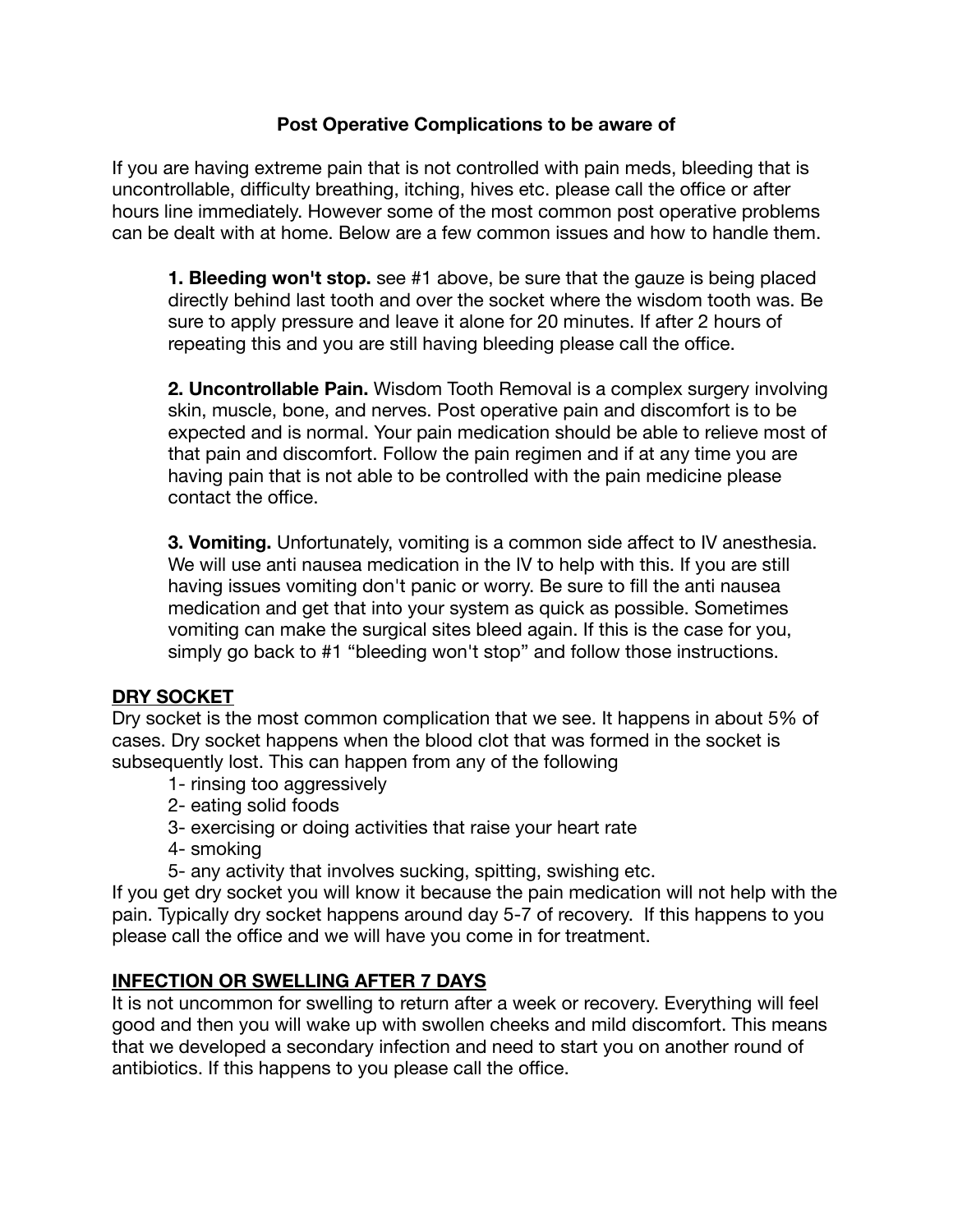## Post Operative Complications to be aware of

If you are having extreme pain that is not controlled with pain meds, bleeding that is uncontrollable, difficulty breathing, itching, hives etc. please call the office or after hours line immediately. However some of the most common post operative problems can be dealt with at home. Below are a few common issues and how to handle them.

**1. Bleeding won't stop.** see #1 above, be sure that the gauze is being placed directly behind last tooth and over the socket where the wisdom tooth was. Be sure to apply pressure and leave it alone for 20 minutes. If after 2 hours of repeating this and you are still having bleeding please call the office.

**2. Uncontrollable Pain.** Wisdom Tooth Removal is a complex surgery involving skin, muscle, bone, and nerves. Post operative pain and discomfort is to be expected and is normal. Your pain medication should be able to relieve most of that pain and discomfort. Follow the pain regimen and if at any time you are having pain that is not able to be controlled with the pain medicine please contact the office.

**3. Vomiting.** Unfortunately, vomiting is a common side affect to IV anesthesia. We will use anti nausea medication in the IV to help with this. If you are still having issues vomiting don't panic or worry. Be sure to fill the anti nausea medication and get that into your system as quick as possible. Sometimes vomiting can make the surgical sites bleed again. If this is the case for you, simply go back to #1 "bleeding won't stop" and follow those instructions.

### DRY SOCKET

Dry socket is the most common complication that we see. It happens in about 5% of cases. Dry socket happens when the blood clot that was formed in the socket is subsequently lost. This can happen from any of the following

1- rinsing too aggressively
2- eating solid foods
3- exercising or doing activities that raise your heart rate
4- smoking
5- any activity that involves sucking, spitting, swishing etc.

If you get dry socket you will know it because the pain medication will not help with the pain. Typically dry socket happens around day 5-7 of recovery. If this happens to you please call the office and we will have you come in for treatment.

### INFECTION OR SWELLING AFTER 7 DAYS

It is not uncommon for swelling to return after a week or recovery. Everything will feel good and then you will wake up with swollen cheeks and mild discomfort. This means that we developed a secondary infection and need to start you on another round of antibiotics. If this happens to you please call the office.